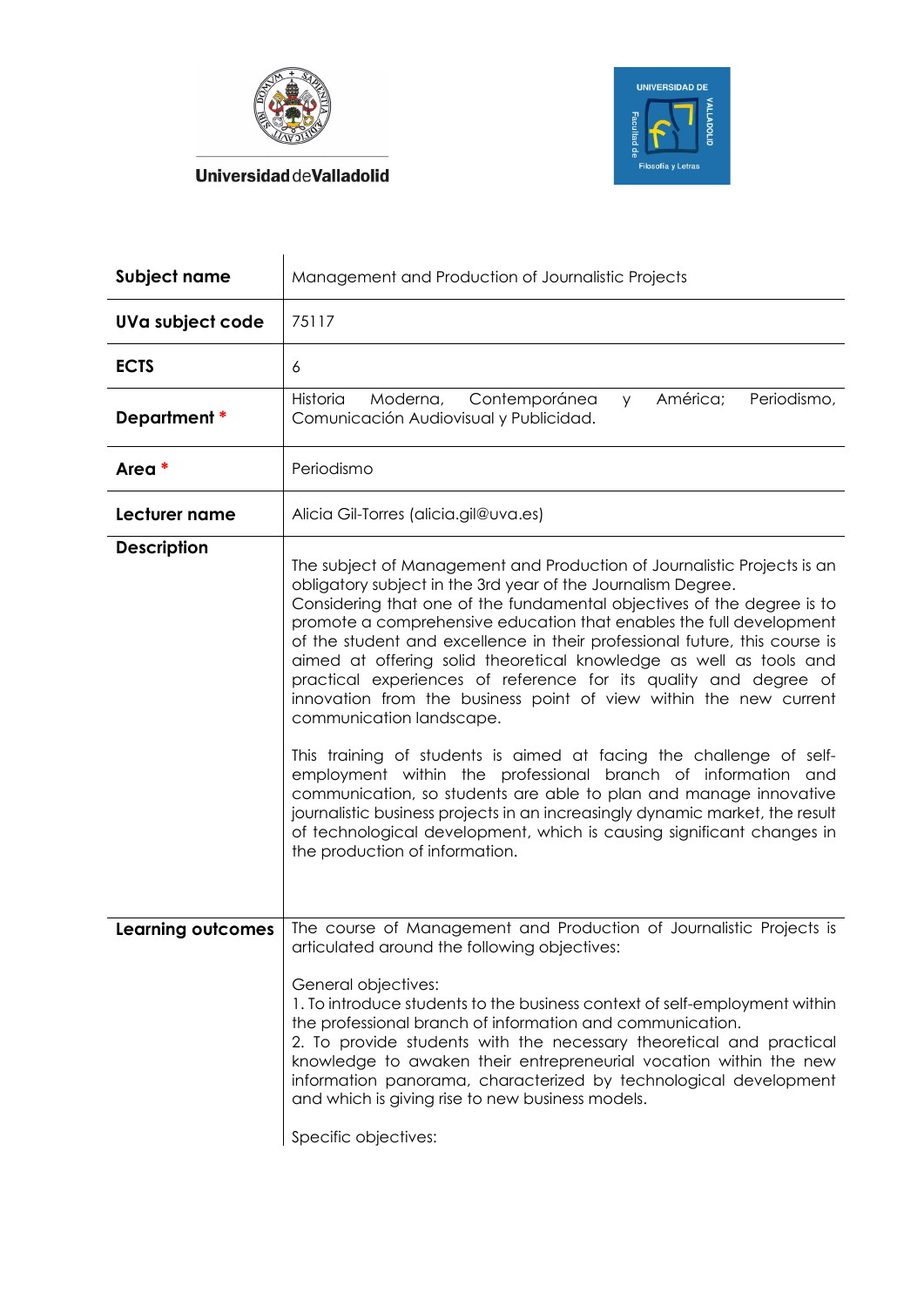Universidad de Valladolid

| Subject name | Management and Production of Journalistic Projects |
|---|---|
| UVa subject code | 75117 |
| ECTS | 6 |
| Department * | Historia Moderna, Contemporánea y América; Periodismo, Comunicación Audiovisual y Publicidad. |
| Area * | Periodismo |
| Lecturer name | Alicia Gil-Torres (alicia.gil@uva.es) |
| Description | The subject of Management and Production of Journalistic Projects is an obligatory subject in the 3rd year of the Journalism Degree.<br>Considering that one of the fundamental objectives of the degree is to promote a comprehensive education that enables the full development of the student and excellence in their professional future, this course is aimed at offering solid theoretical knowledge as well as tools and practical experiences of reference for its quality and degree of innovation from the business point of view within the new current communication landscape.<br><br>This training of students is aimed at facing the challenge of self-employment within the professional branch of information and communication, so students are able to plan and manage innovative journalistic business projects in an increasingly dynamic market, the result of technological development, which is causing significant changes in the production of information. |
| Learning outcomes | The course of Management and Production of Journalistic Projects is articulated around the following objectives:<br><br>General objectives:<br>1. To introduce students to the business context of self-employment within the professional branch of information and communication.<br>2. To provide students with the necessary theoretical and practical knowledge to awaken their entrepreneurial vocation within the new information panorama, characterized by technological development and which is giving rise to new business models.<br><br>Specific objectives: |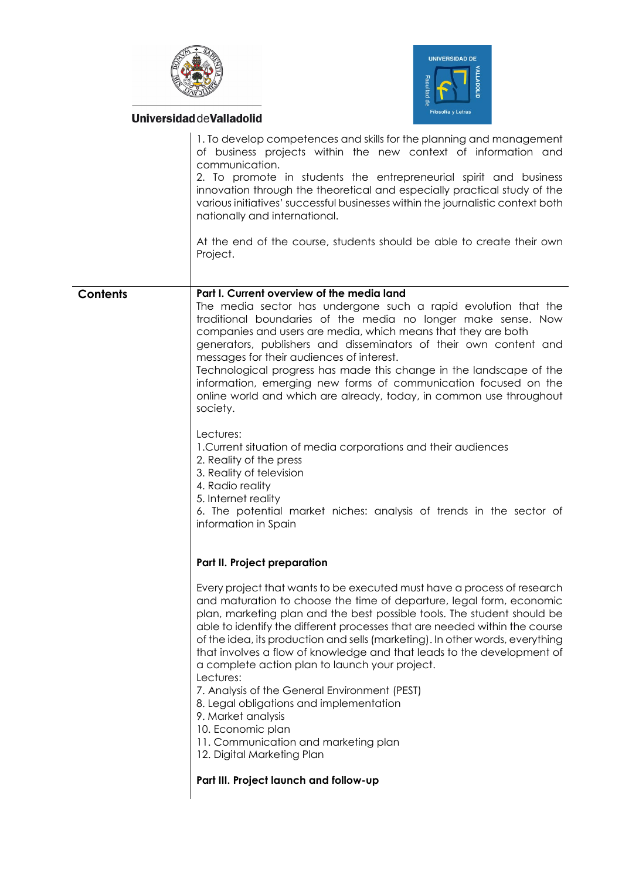| | |
|---|---|
| | 1. To develop competences and skills for the planning and management of business projects within the new context of information and communication.<br>2. To promote in students the entrepreneurial spirit and business innovation through the theoretical and especially practical study of the various initiatives' successful businesses within the journalistic context both nationally and international.<br><br>At the end of the course, students should be able to create their own Project. |
| **Contents** | **Part I. Current overview of the media land**<br>The media sector has undergone such a rapid evolution that the traditional boundaries of the media no longer make sense. Now companies and users are media, which means that they are both generators, publishers and disseminators of their own content and messages for their audiences of interest.<br>Technological progress has made this change in the landscape of the information, emerging new forms of communication focused on the online world and which are already, today, in common use throughout society.<br><br>Lectures:<br>1.Current situation of media corporations and their audiences<br>2. Reality of the press<br>3. Reality of television<br>4. Radio reality<br>5. Internet reality<br>6. The potential market niches: analysis of trends in the sector of information in Spain<br><br>**Part II. Project preparation**<br><br>Every project that wants to be executed must have a process of research and maturation to choose the time of departure, legal form, economic plan, marketing plan and the best possible tools. The student should be able to identify the different processes that are needed within the course of the idea, its production and sells (marketing). In other words, everything that involves a flow of knowledge and that leads to the development of a complete action plan to launch your project.<br>Lectures:<br>7. Analysis of the General Environment (PEST)<br>8. Legal obligations and implementation<br>9. Market analysis<br>10. Economic plan<br>11. Communication and marketing plan<br>12. Digital Marketing Plan<br><br>**Part III. Project launch and follow-up** |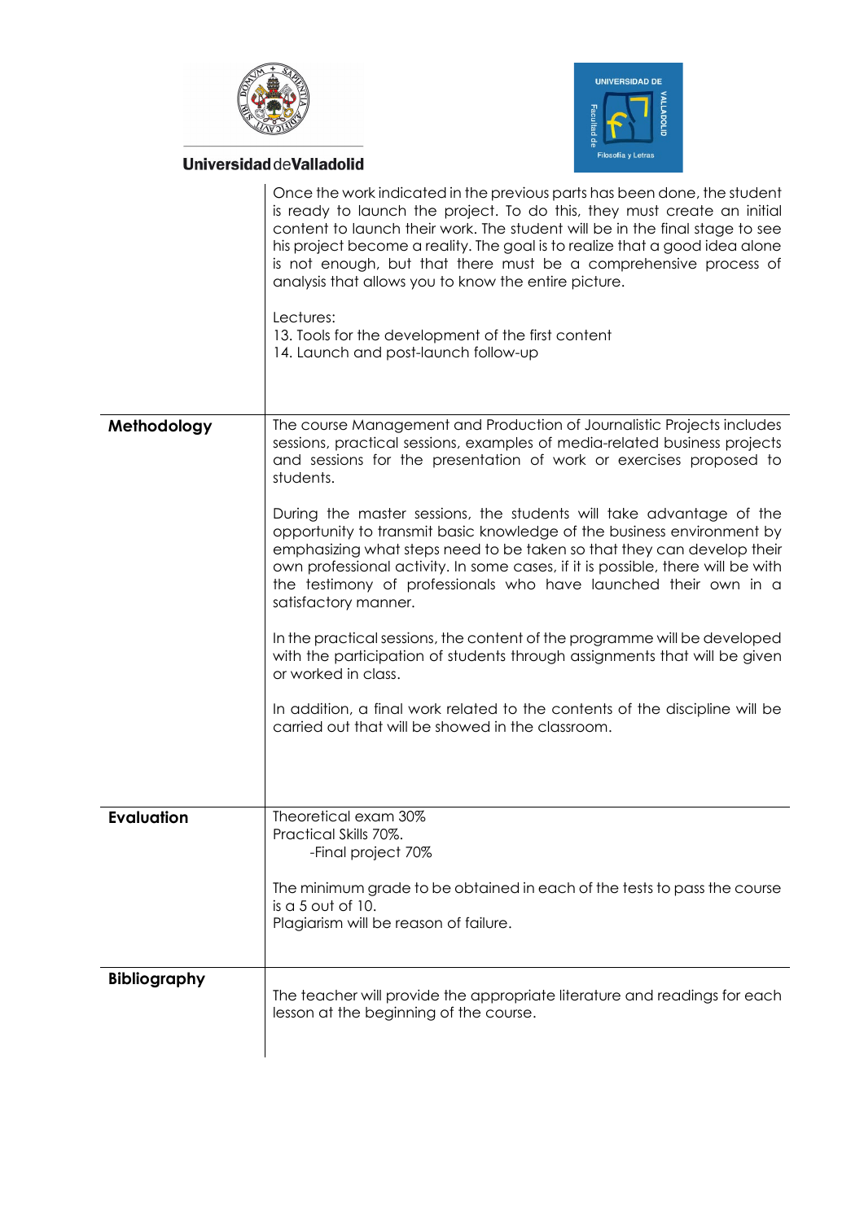| | |
|---|---|
| | Once the work indicated in the previous parts has been done, the student is ready to launch the project. To do this, they must create an initial content to launch their work. The student will be in the final stage to see his project become a reality. The goal is to realize that a good idea alone is not enough, but that there must be a comprehensive process of analysis that allows you to know the entire picture.<br><br>Lectures:<br>13. Tools for the development of the first content<br>14. Launch and post-launch follow-up |
| **Methodology** | The course Management and Production of Journalistic Projects includes sessions, practical sessions, examples of media-related business projects and sessions for the presentation of work or exercises proposed to students.<br><br>During the master sessions, the students will take advantage of the opportunity to transmit basic knowledge of the business environment by emphasizing what steps need to be taken so that they can develop their own professional activity. In some cases, if it is possible, there will be with the testimony of professionals who have launched their own in a satisfactory manner.<br><br>In the practical sessions, the content of the programme will be developed with the participation of students through assignments that will be given or worked in class.<br><br>In addition, a final work related to the contents of the discipline will be carried out that will be showed in the classroom. |
| **Evaluation** | Theoretical exam 30%<br>Practical Skills 70%.<br>-Final project 70%<br><br>The minimum grade to be obtained in each of the tests to pass the course is a 5 out of 10.<br>Plagiarism will be reason of failure. |
| **Bibliography** | The teacher will provide the appropriate literature and readings for each lesson at the beginning of the course. |